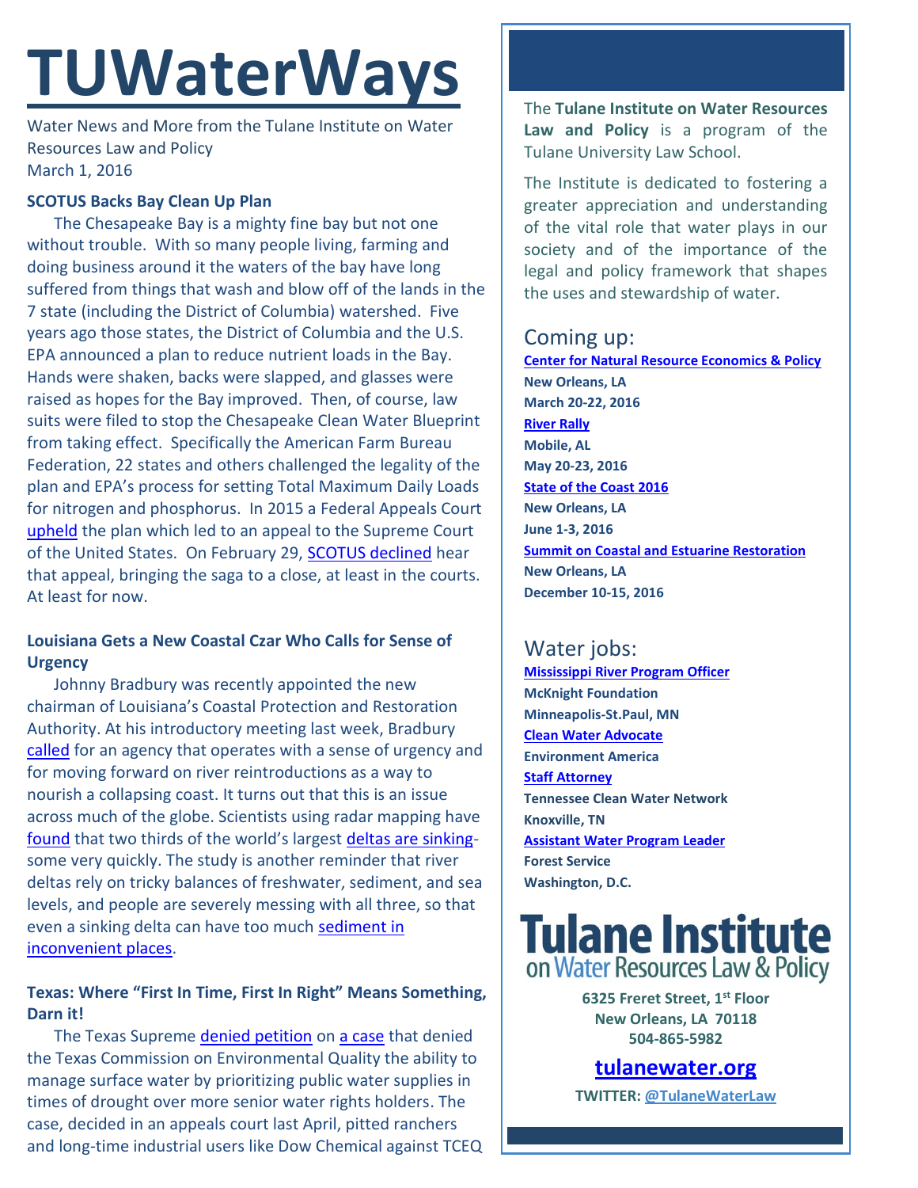# TUWaterWays

Water News and More from the Tulane Institute on Water Resources Law and Policy
March 1, 2016

### SCOTUS Backs Bay Clean Up Plan

The Chesapeake Bay is a mighty fine bay but not one without trouble. With so many people living, farming and doing business around it the waters of the bay have long suffered from things that wash and blow off of the lands in the 7 state (including the District of Columbia) watershed. Five years ago those states, the District of Columbia and the U.S. EPA announced a plan to reduce nutrient loads in the Bay. Hands were shaken, backs were slapped, and glasses were raised as hopes for the Bay improved. Then, of course, law suits were filed to stop the Chesapeake Clean Water Blueprint from taking effect. Specifically the American Farm Bureau Federation, 22 states and others challenged the legality of the plan and EPA's process for setting Total Maximum Daily Loads for nitrogen and phosphorus. In 2015 a Federal Appeals Court upheld the plan which led to an appeal to the Supreme Court of the United States. On February 29, SCOTUS declined hear that appeal, bringing the saga to a close, at least in the courts. At least for now.

### Louisiana Gets a New Coastal Czar Who Calls for Sense of Urgency

Johnny Bradbury was recently appointed the new chairman of Louisiana's Coastal Protection and Restoration Authority. At his introductory meeting last week, Bradbury called for an agency that operates with a sense of urgency and for moving forward on river reintroductions as a way to nourish a collapsing coast. It turns out that this is an issue across much of the globe. Scientists using radar mapping have found that two thirds of the world's largest deltas are sinking- some very quickly. The study is another reminder that river deltas rely on tricky balances of freshwater, sediment, and sea levels, and people are severely messing with all three, so that even a sinking delta can have too much sediment in inconvenient places.

### Texas: Where "First In Time, First In Right" Means Something, Darn it!

The Texas Supreme denied petition on a case that denied the Texas Commission on Environmental Quality the ability to manage surface water by prioritizing public water supplies in times of drought over more senior water rights holders. The case, decided in an appeals court last April, pitted ranchers and long-time industrial users like Dow Chemical against TCEQ

---

The **Tulane Institute on Water Resources Law and Policy** is a program of the Tulane University Law School.

The Institute is dedicated to fostering a greater appreciation and understanding of the vital role that water plays in our society and of the importance of the legal and policy framework that shapes the uses and stewardship of water.

## Coming up:

**Center for Natural Resource Economics & Policy**
**New Orleans, LA**
**March 20-22, 2016**

**River Rally**
**Mobile, AL**
**May 20-23, 2016**

**State of the Coast 2016**
**New Orleans, LA**
**June 1-3, 2016**

**Summit on Coastal and Estuarine Restoration**
**New Orleans, LA**
**December 10-15, 2016**

## Water jobs:

**Mississippi River Program Officer**
**McKnight Foundation**
**Minneapolis-St.Paul, MN**

**Clean Water Advocate**
**Environment America**

**Staff Attorney**
**Tennessee Clean Water Network**
**Knoxville, TN**

**Assistant Water Program Leader**
**Forest Service**
**Washington, D.C.**

**Tulane Institute on Water Resources Law & Policy**

**6325 Freret Street, 1st Floor**
**New Orleans, LA 70118**
**504-865-5982**

**tulanewater.org**

**TWITTER: @TulaneWaterLaw**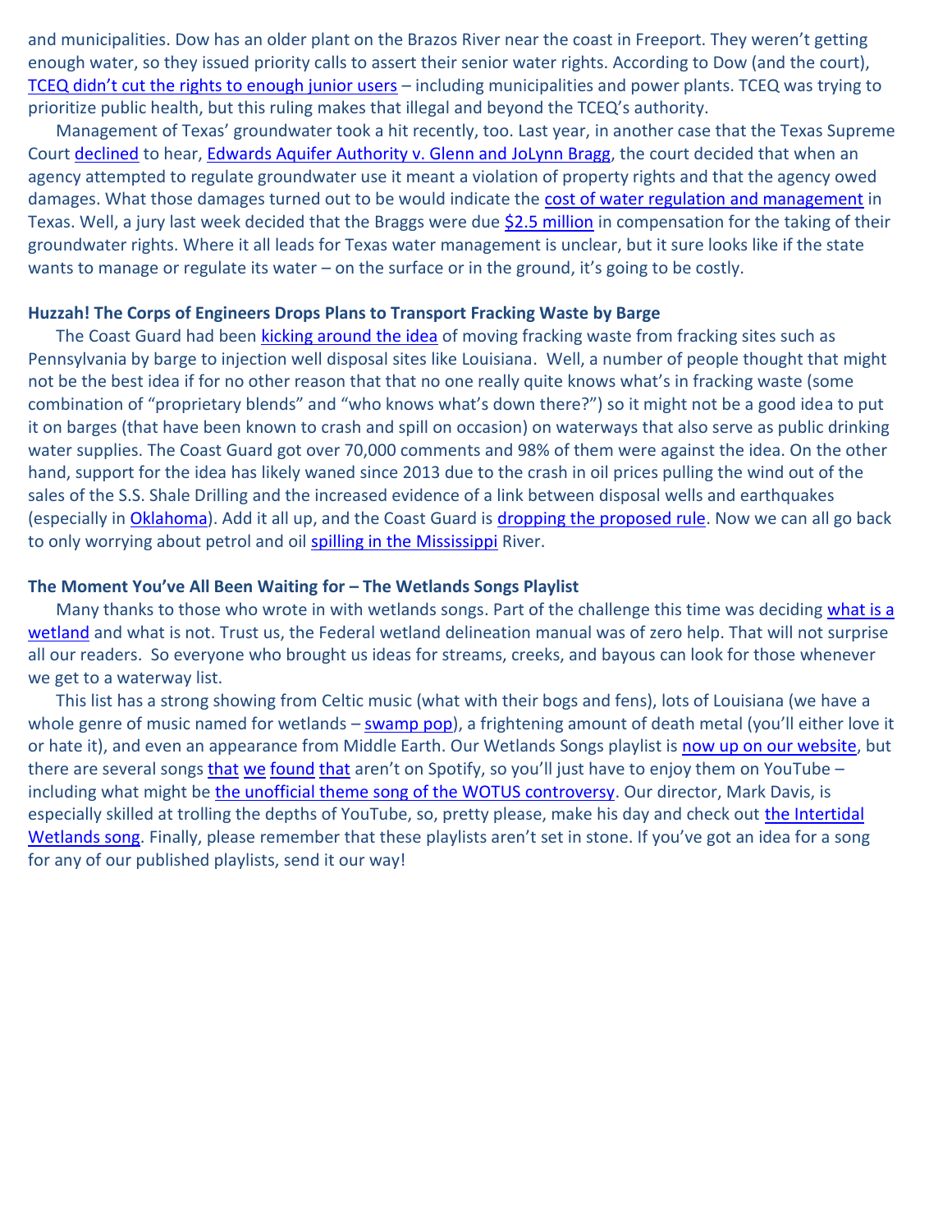and municipalities. Dow has an older plant on the Brazos River near the coast in Freeport. They weren't getting enough water, so they issued priority calls to assert their senior water rights. According to Dow (and the court), TCEQ didn't cut the rights to enough junior users – including municipalities and power plants. TCEQ was trying to prioritize public health, but this ruling makes that illegal and beyond the TCEQ's authority.

Management of Texas' groundwater took a hit recently, too. Last year, in another case that the Texas Supreme Court declined to hear, Edwards Aquifer Authority v. Glenn and JoLynn Bragg, the court decided that when an agency attempted to regulate groundwater use it meant a violation of property rights and that the agency owed damages. What those damages turned out to be would indicate the cost of water regulation and management in Texas. Well, a jury last week decided that the Braggs were due $2.5 million in compensation for the taking of their groundwater rights. Where it all leads for Texas water management is unclear, but it sure looks like if the state wants to manage or regulate its water – on the surface or in the ground, it's going to be costly.

**Huzzah! The Corps of Engineers Drops Plans to Transport Fracking Waste by Barge**

The Coast Guard had been kicking around the idea of moving fracking waste from fracking sites such as Pennsylvania by barge to injection well disposal sites like Louisiana. Well, a number of people thought that might not be the best idea if for no other reason that that no one really quite knows what's in fracking waste (some combination of "proprietary blends" and "who knows what's down there?") so it might not be a good idea to put it on barges (that have been known to crash and spill on occasion) on waterways that also serve as public drinking water supplies. The Coast Guard got over 70,000 comments and 98% of them were against the idea. On the other hand, support for the idea has likely waned since 2013 due to the crash in oil prices pulling the wind out of the sales of the S.S. Shale Drilling and the increased evidence of a link between disposal wells and earthquakes (especially in Oklahoma). Add it all up, and the Coast Guard is dropping the proposed rule. Now we can all go back to only worrying about petrol and oil spilling in the Mississippi River.

**The Moment You've All Been Waiting for – The Wetlands Songs Playlist**

Many thanks to those who wrote in with wetlands songs. Part of the challenge this time was deciding what is a wetland and what is not. Trust us, the Federal wetland delineation manual was of zero help. That will not surprise all our readers. So everyone who brought us ideas for streams, creeks, and bayous can look for those whenever we get to a waterway list.

This list has a strong showing from Celtic music (what with their bogs and fens), lots of Louisiana (we have a whole genre of music named for wetlands – swamp pop), a frightening amount of death metal (you'll either love it or hate it), and even an appearance from Middle Earth. Our Wetlands Songs playlist is now up on our website, but there are several songs that we found that aren't on Spotify, so you'll just have to enjoy them on YouTube – including what might be the unofficial theme song of the WOTUS controversy. Our director, Mark Davis, is especially skilled at trolling the depths of YouTube, so, pretty please, make his day and check out the Intertidal Wetlands song. Finally, please remember that these playlists aren't set in stone. If you've got an idea for a song for any of our published playlists, send it our way!